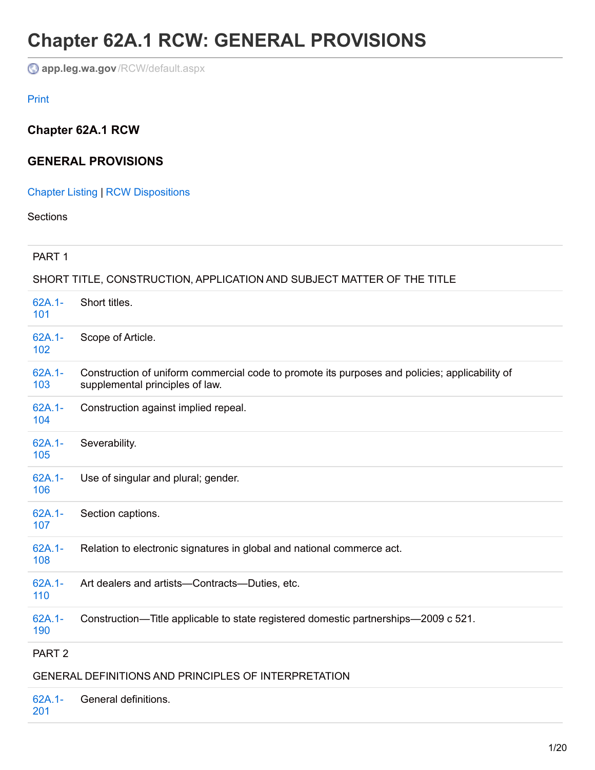# Chapter 62A.1 RCW: GENERAL PROVISIONS

app.leg.wa.gov/RCW/default.aspx

Print

**Chapter 62A.1 RCW**

### GENERAL PROVISIONS

Chapter Listing | RCW Dispositions

Sections

| | |
|---|---|
| PART 1 | |
| SHORT TITLE, CONSTRUCTION, APPLICATION AND SUBJECT MATTER OF THE TITLE | |
| 62A.1-101 | Short titles. |
| 62A.1-102 | Scope of Article. |
| 62A.1-103 | Construction of uniform commercial code to promote its purposes and policies; applicability of supplemental principles of law. |
| 62A.1-104 | Construction against implied repeal. |
| 62A.1-105 | Severability. |
| 62A.1-106 | Use of singular and plural; gender. |
| 62A.1-107 | Section captions. |
| 62A.1-108 | Relation to electronic signatures in global and national commerce act. |
| 62A.1-110 | Art dealers and artists—Contracts—Duties, etc. |
| 62A.1-190 | Construction—Title applicable to state registered domestic partnerships—2009 c 521. |
| PART 2 | |
| GENERAL DEFINITIONS AND PRINCIPLES OF INTERPRETATION | |
| 62A.1-201 | General definitions. |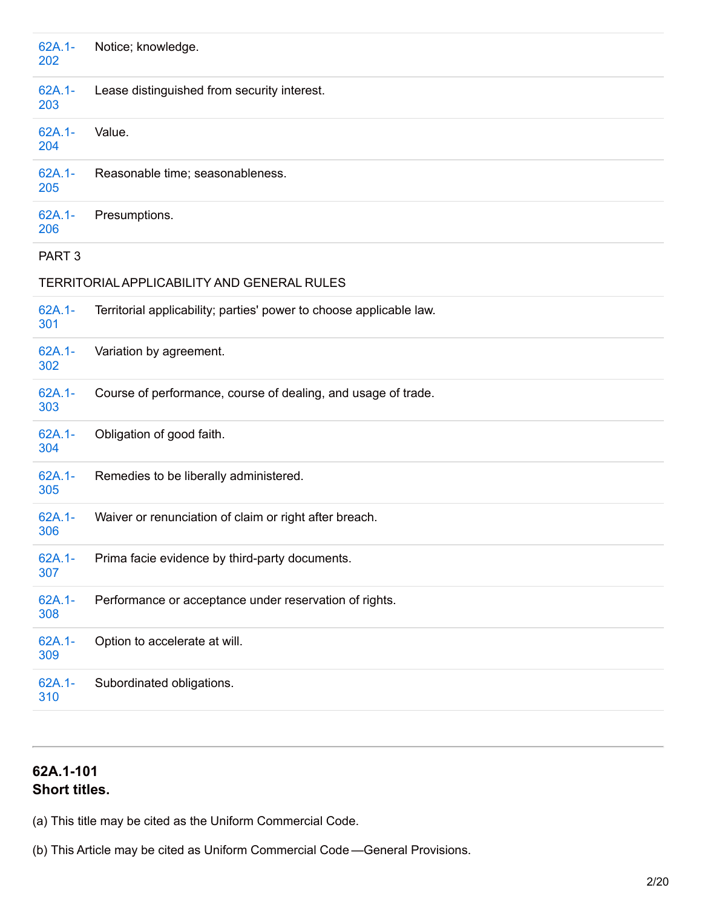| | |
|---|---|
| 62A.1-202 | Notice; knowledge. |
| 62A.1-203 | Lease distinguished from security interest. |
| 62A.1-204 | Value. |
| 62A.1-205 | Reasonable time; seasonableness. |
| 62A.1-206 | Presumptions. |

PART 3

TERRITORIAL APPLICABILITY AND GENERAL RULES

| | |
|---|---|
| 62A.1-301 | Territorial applicability; parties' power to choose applicable law. |
| 62A.1-302 | Variation by agreement. |
| 62A.1-303 | Course of performance, course of dealing, and usage of trade. |
| 62A.1-304 | Obligation of good faith. |
| 62A.1-305 | Remedies to be liberally administered. |
| 62A.1-306 | Waiver or renunciation of claim or right after breach. |
| 62A.1-307 | Prima facie evidence by third-party documents. |
| 62A.1-308 | Performance or acceptance under reservation of rights. |
| 62A.1-309 | Option to accelerate at will. |
| 62A.1-310 | Subordinated obligations. |

---

**62A.1-101**
**Short titles.**

(a) This title may be cited as the Uniform Commercial Code.

(b) This Article may be cited as Uniform Commercial Code—General Provisions.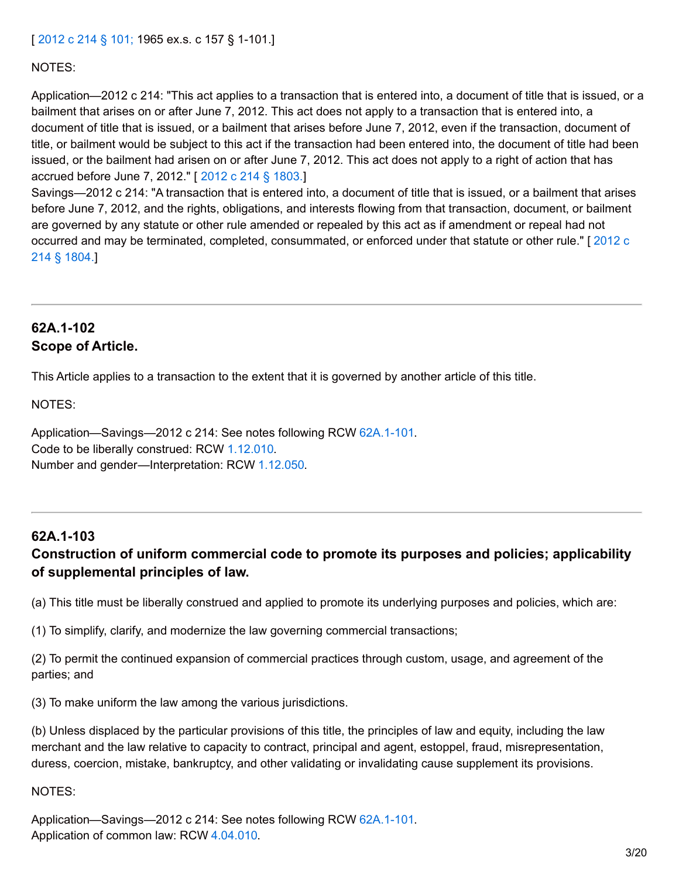[ 2012 c 214 § 101; 1965 ex.s. c 157 § 1-101.]

NOTES:

Application—2012 c 214: "This act applies to a transaction that is entered into, a document of title that is issued, or a bailment that arises on or after June 7, 2012. This act does not apply to a transaction that is entered into, a document of title that is issued, or a bailment that arises before June 7, 2012, even if the transaction, document of title, or bailment would be subject to this act if the transaction had been entered into, the document of title had been issued, or the bailment had arisen on or after June 7, 2012. This act does not apply to a right of action that has accrued before June 7, 2012." [ 2012 c 214 § 1803.]
Savings—2012 c 214: "A transaction that is entered into, a document of title that is issued, or a bailment that arises before June 7, 2012, and the rights, obligations, and interests flowing from that transaction, document, or bailment are governed by any statute or other rule amended or repealed by this act as if amendment or repeal had not occurred and may be terminated, completed, consummated, or enforced under that statute or other rule." [ 2012 c 214 § 1804.]

---

### 62A.1-102
### Scope of Article.

This Article applies to a transaction to the extent that it is governed by another article of this title.

NOTES:

Application—Savings—2012 c 214: See notes following RCW 62A.1-101.
Code to be liberally construed: RCW 1.12.010.
Number and gender—Interpretation: RCW 1.12.050.

---

### 62A.1-103
### Construction of uniform commercial code to promote its purposes and policies; applicability of supplemental principles of law.

(a) This title must be liberally construed and applied to promote its underlying purposes and policies, which are:

(1) To simplify, clarify, and modernize the law governing commercial transactions;

(2) To permit the continued expansion of commercial practices through custom, usage, and agreement of the parties; and

(3) To make uniform the law among the various jurisdictions.

(b) Unless displaced by the particular provisions of this title, the principles of law and equity, including the law merchant and the law relative to capacity to contract, principal and agent, estoppel, fraud, misrepresentation, duress, coercion, mistake, bankruptcy, and other validating or invalidating cause supplement its provisions.

NOTES:

Application—Savings—2012 c 214: See notes following RCW 62A.1-101.
Application of common law: RCW 4.04.010.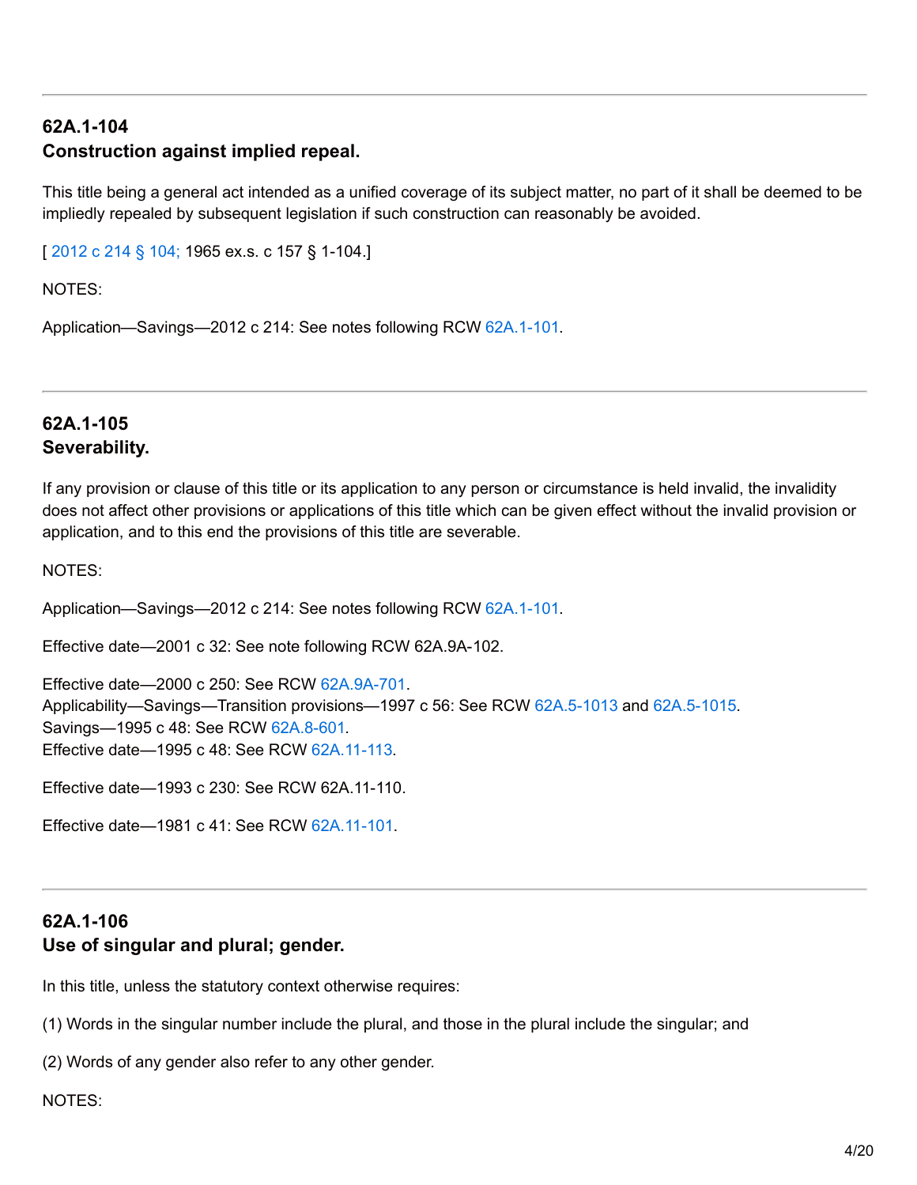---

## 62A.1-104
## Construction against implied repeal.

This title being a general act intended as a unified coverage of its subject matter, no part of it shall be deemed to be impliedly repealed by subsequent legislation if such construction can reasonably be avoided.

[ 2012 c 214 § 104; 1965 ex.s. c 157 § 1-104.]

NOTES:

Application—Savings—2012 c 214: See notes following RCW 62A.1-101.

---

## 62A.1-105
## Severability.

If any provision or clause of this title or its application to any person or circumstance is held invalid, the invalidity does not affect other provisions or applications of this title which can be given effect without the invalid provision or application, and to this end the provisions of this title are severable.

NOTES:

Application—Savings—2012 c 214: See notes following RCW 62A.1-101.

Effective date—2001 c 32: See note following RCW 62A.9A-102.

Effective date—2000 c 250: See RCW 62A.9A-701.
Applicability—Savings—Transition provisions—1997 c 56: See RCW 62A.5-1013 and 62A.5-1015.
Savings—1995 c 48: See RCW 62A.8-601.
Effective date—1995 c 48: See RCW 62A.11-113.

Effective date—1993 c 230: See RCW 62A.11-110.

Effective date—1981 c 41: See RCW 62A.11-101.

---

## 62A.1-106
## Use of singular and plural; gender.

In this title, unless the statutory context otherwise requires:

(1) Words in the singular number include the plural, and those in the plural include the singular; and

(2) Words of any gender also refer to any other gender.

NOTES: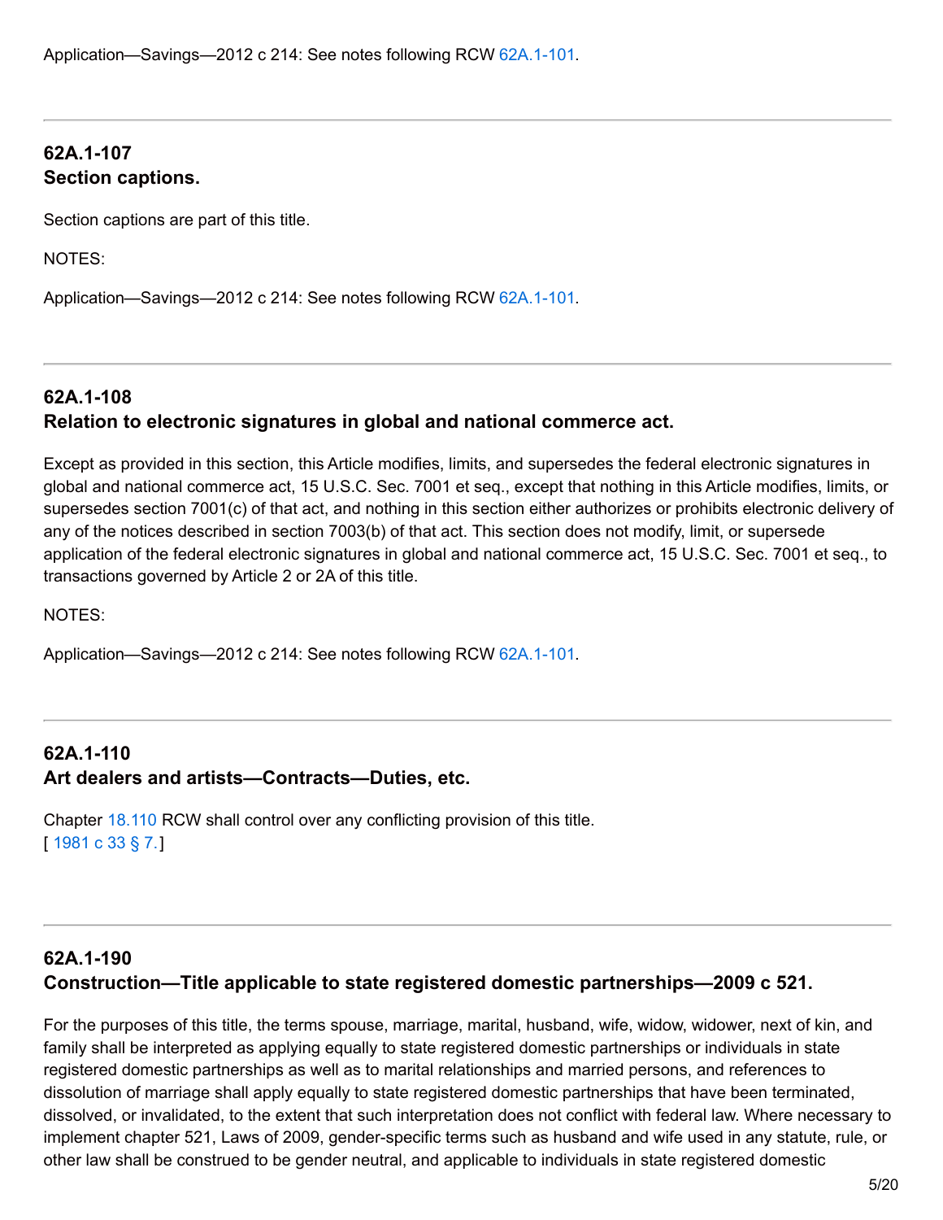Application—Savings—2012 c 214: See notes following RCW 62A.1-101.

---

### 62A.1-107
### Section captions.

Section captions are part of this title.

NOTES:

Application—Savings—2012 c 214: See notes following RCW 62A.1-101.

---

### 62A.1-108
### Relation to electronic signatures in global and national commerce act.

Except as provided in this section, this Article modifies, limits, and supersedes the federal electronic signatures in global and national commerce act, 15 U.S.C. Sec. 7001 et seq., except that nothing in this Article modifies, limits, or supersedes section 7001(c) of that act, and nothing in this section either authorizes or prohibits electronic delivery of any of the notices described in section 7003(b) of that act. This section does not modify, limit, or supersede application of the federal electronic signatures in global and national commerce act, 15 U.S.C. Sec. 7001 et seq., to transactions governed by Article 2 or 2A of this title.

NOTES:

Application—Savings—2012 c 214: See notes following RCW 62A.1-101.

---

### 62A.1-110
### Art dealers and artists—Contracts—Duties, etc.

Chapter 18.110 RCW shall control over any conflicting provision of this title.
[ 1981 c 33 § 7.]

---

### 62A.1-190
### Construction—Title applicable to state registered domestic partnerships—2009 c 521.

For the purposes of this title, the terms spouse, marriage, marital, husband, wife, widow, widower, next of kin, and family shall be interpreted as applying equally to state registered domestic partnerships or individuals in state registered domestic partnerships as well as to marital relationships and married persons, and references to dissolution of marriage shall apply equally to state registered domestic partnerships that have been terminated, dissolved, or invalidated, to the extent that such interpretation does not conflict with federal law. Where necessary to implement chapter 521, Laws of 2009, gender-specific terms such as husband and wife used in any statute, rule, or other law shall be construed to be gender neutral, and applicable to individuals in state registered domestic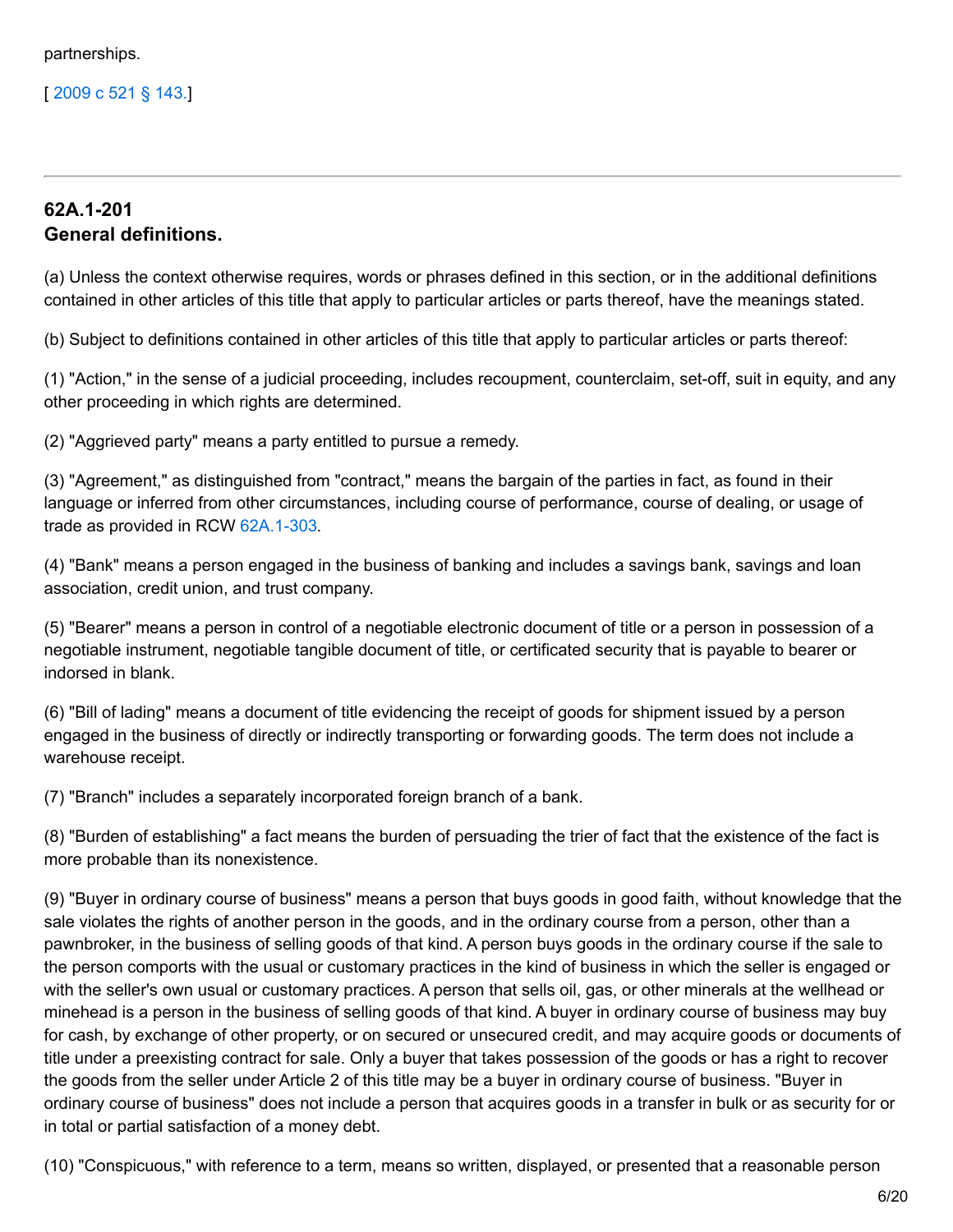partnerships.

[ 2009 c 521 § 143.]

---

## 62A.1-201
## General definitions.

(a) Unless the context otherwise requires, words or phrases defined in this section, or in the additional definitions contained in other articles of this title that apply to particular articles or parts thereof, have the meanings stated.

(b) Subject to definitions contained in other articles of this title that apply to particular articles or parts thereof:

(1) "Action," in the sense of a judicial proceeding, includes recoupment, counterclaim, set-off, suit in equity, and any other proceeding in which rights are determined.

(2) "Aggrieved party" means a party entitled to pursue a remedy.

(3) "Agreement," as distinguished from "contract," means the bargain of the parties in fact, as found in their language or inferred from other circumstances, including course of performance, course of dealing, or usage of trade as provided in RCW 62A.1-303.

(4) "Bank" means a person engaged in the business of banking and includes a savings bank, savings and loan association, credit union, and trust company.

(5) "Bearer" means a person in control of a negotiable electronic document of title or a person in possession of a negotiable instrument, negotiable tangible document of title, or certificated security that is payable to bearer or indorsed in blank.

(6) "Bill of lading" means a document of title evidencing the receipt of goods for shipment issued by a person engaged in the business of directly or indirectly transporting or forwarding goods. The term does not include a warehouse receipt.

(7) "Branch" includes a separately incorporated foreign branch of a bank.

(8) "Burden of establishing" a fact means the burden of persuading the trier of fact that the existence of the fact is more probable than its nonexistence.

(9) "Buyer in ordinary course of business" means a person that buys goods in good faith, without knowledge that the sale violates the rights of another person in the goods, and in the ordinary course from a person, other than a pawnbroker, in the business of selling goods of that kind. A person buys goods in the ordinary course if the sale to the person comports with the usual or customary practices in the kind of business in which the seller is engaged or with the seller's own usual or customary practices. A person that sells oil, gas, or other minerals at the wellhead or minehead is a person in the business of selling goods of that kind. A buyer in ordinary course of business may buy for cash, by exchange of other property, or on secured or unsecured credit, and may acquire goods or documents of title under a preexisting contract for sale. Only a buyer that takes possession of the goods or has a right to recover the goods from the seller under Article 2 of this title may be a buyer in ordinary course of business. "Buyer in ordinary course of business" does not include a person that acquires goods in a transfer in bulk or as security for or in total or partial satisfaction of a money debt.

(10) "Conspicuous," with reference to a term, means so written, displayed, or presented that a reasonable person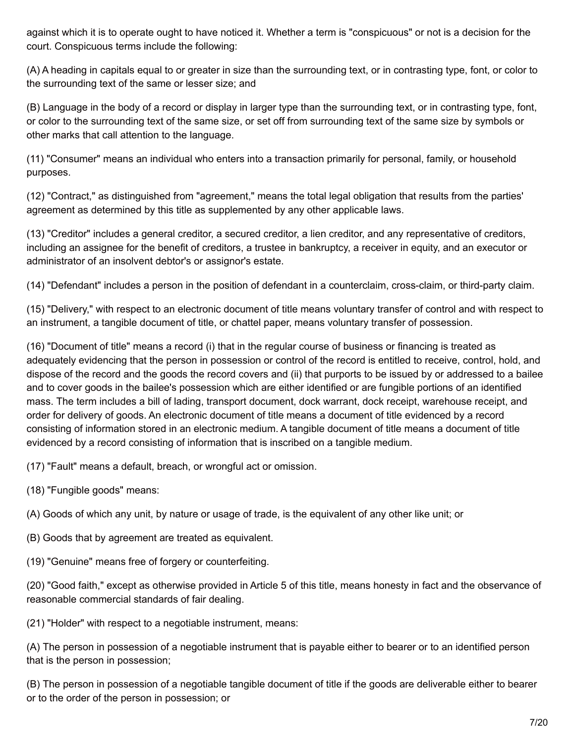against which it is to operate ought to have noticed it. Whether a term is "conspicuous" or not is a decision for the court. Conspicuous terms include the following:

(A) A heading in capitals equal to or greater in size than the surrounding text, or in contrasting type, font, or color to the surrounding text of the same or lesser size; and

(B) Language in the body of a record or display in larger type than the surrounding text, or in contrasting type, font, or color to the surrounding text of the same size, or set off from surrounding text of the same size by symbols or other marks that call attention to the language.

(11) "Consumer" means an individual who enters into a transaction primarily for personal, family, or household purposes.

(12) "Contract," as distinguished from "agreement," means the total legal obligation that results from the parties' agreement as determined by this title as supplemented by any other applicable laws.

(13) "Creditor" includes a general creditor, a secured creditor, a lien creditor, and any representative of creditors, including an assignee for the benefit of creditors, a trustee in bankruptcy, a receiver in equity, and an executor or administrator of an insolvent debtor's or assignor's estate.

(14) "Defendant" includes a person in the position of defendant in a counterclaim, cross-claim, or third-party claim.

(15) "Delivery," with respect to an electronic document of title means voluntary transfer of control and with respect to an instrument, a tangible document of title, or chattel paper, means voluntary transfer of possession.

(16) "Document of title" means a record (i) that in the regular course of business or financing is treated as adequately evidencing that the person in possession or control of the record is entitled to receive, control, hold, and dispose of the record and the goods the record covers and (ii) that purports to be issued by or addressed to a bailee and to cover goods in the bailee's possession which are either identified or are fungible portions of an identified mass. The term includes a bill of lading, transport document, dock warrant, dock receipt, warehouse receipt, and order for delivery of goods. An electronic document of title means a document of title evidenced by a record consisting of information stored in an electronic medium. A tangible document of title means a document of title evidenced by a record consisting of information that is inscribed on a tangible medium.

(17) "Fault" means a default, breach, or wrongful act or omission.

(18) "Fungible goods" means:

(A) Goods of which any unit, by nature or usage of trade, is the equivalent of any other like unit; or

(B) Goods that by agreement are treated as equivalent.

(19) "Genuine" means free of forgery or counterfeiting.

(20) "Good faith," except as otherwise provided in Article 5 of this title, means honesty in fact and the observance of reasonable commercial standards of fair dealing.

(21) "Holder" with respect to a negotiable instrument, means:

(A) The person in possession of a negotiable instrument that is payable either to bearer or to an identified person that is the person in possession;

(B) The person in possession of a negotiable tangible document of title if the goods are deliverable either to bearer or to the order of the person in possession; or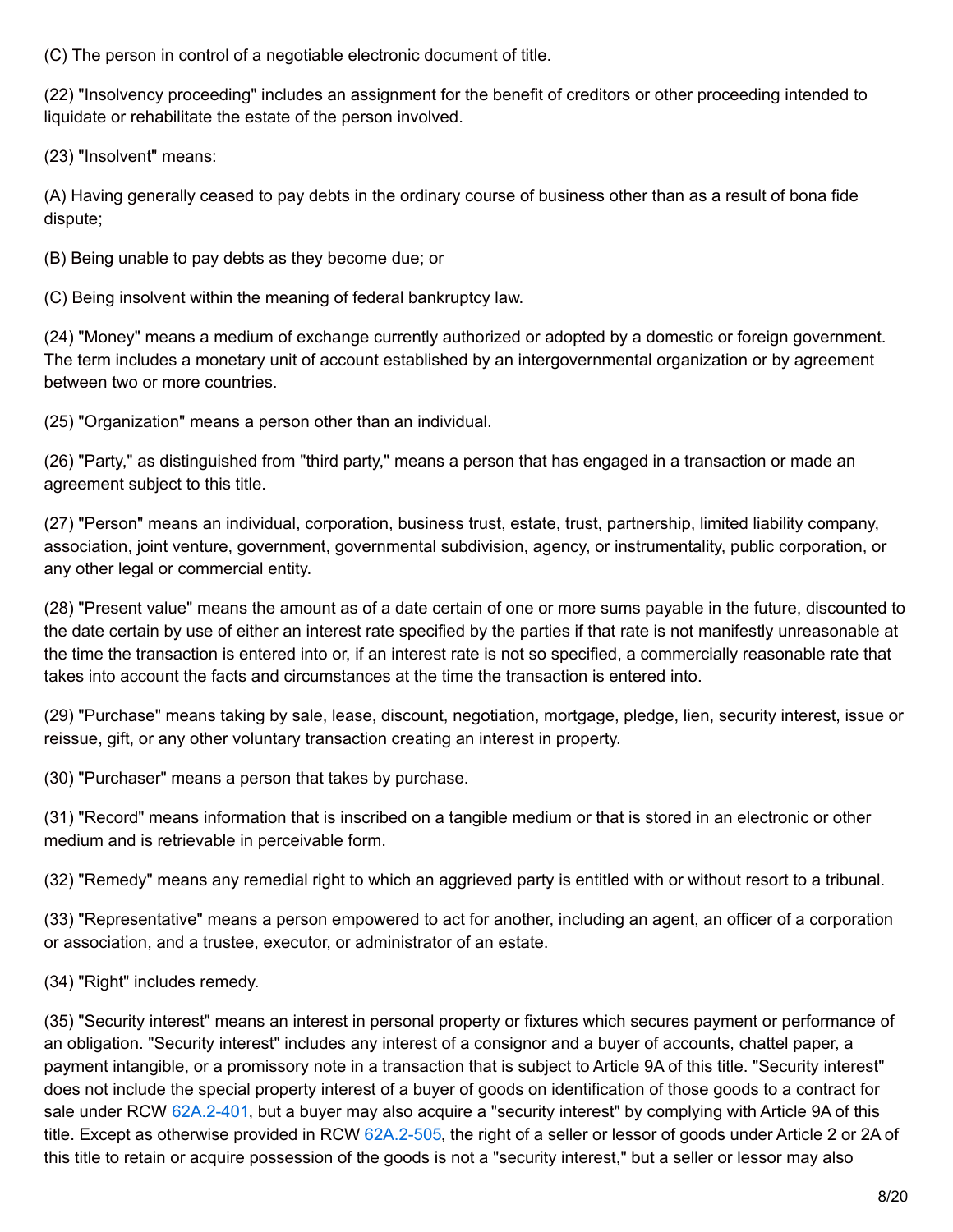(C) The person in control of a negotiable electronic document of title.

(22) "Insolvency proceeding" includes an assignment for the benefit of creditors or other proceeding intended to liquidate or rehabilitate the estate of the person involved.

(23) "Insolvent" means:

(A) Having generally ceased to pay debts in the ordinary course of business other than as a result of bona fide dispute;

(B) Being unable to pay debts as they become due; or

(C) Being insolvent within the meaning of federal bankruptcy law.

(24) "Money" means a medium of exchange currently authorized or adopted by a domestic or foreign government. The term includes a monetary unit of account established by an intergovernmental organization or by agreement between two or more countries.

(25) "Organization" means a person other than an individual.

(26) "Party," as distinguished from "third party," means a person that has engaged in a transaction or made an agreement subject to this title.

(27) "Person" means an individual, corporation, business trust, estate, trust, partnership, limited liability company, association, joint venture, government, governmental subdivision, agency, or instrumentality, public corporation, or any other legal or commercial entity.

(28) "Present value" means the amount as of a date certain of one or more sums payable in the future, discounted to the date certain by use of either an interest rate specified by the parties if that rate is not manifestly unreasonable at the time the transaction is entered into or, if an interest rate is not so specified, a commercially reasonable rate that takes into account the facts and circumstances at the time the transaction is entered into.

(29) "Purchase" means taking by sale, lease, discount, negotiation, mortgage, pledge, lien, security interest, issue or reissue, gift, or any other voluntary transaction creating an interest in property.

(30) "Purchaser" means a person that takes by purchase.

(31) "Record" means information that is inscribed on a tangible medium or that is stored in an electronic or other medium and is retrievable in perceivable form.

(32) "Remedy" means any remedial right to which an aggrieved party is entitled with or without resort to a tribunal.

(33) "Representative" means a person empowered to act for another, including an agent, an officer of a corporation or association, and a trustee, executor, or administrator of an estate.

(34) "Right" includes remedy.

(35) "Security interest" means an interest in personal property or fixtures which secures payment or performance of an obligation. "Security interest" includes any interest of a consignor and a buyer of accounts, chattel paper, a payment intangible, or a promissory note in a transaction that is subject to Article 9A of this title. "Security interest" does not include the special property interest of a buyer of goods on identification of those goods to a contract for sale under RCW 62A.2-401, but a buyer may also acquire a "security interest" by complying with Article 9A of this title. Except as otherwise provided in RCW 62A.2-505, the right of a seller or lessor of goods under Article 2 or 2A of this title to retain or acquire possession of the goods is not a "security interest," but a seller or lessor may also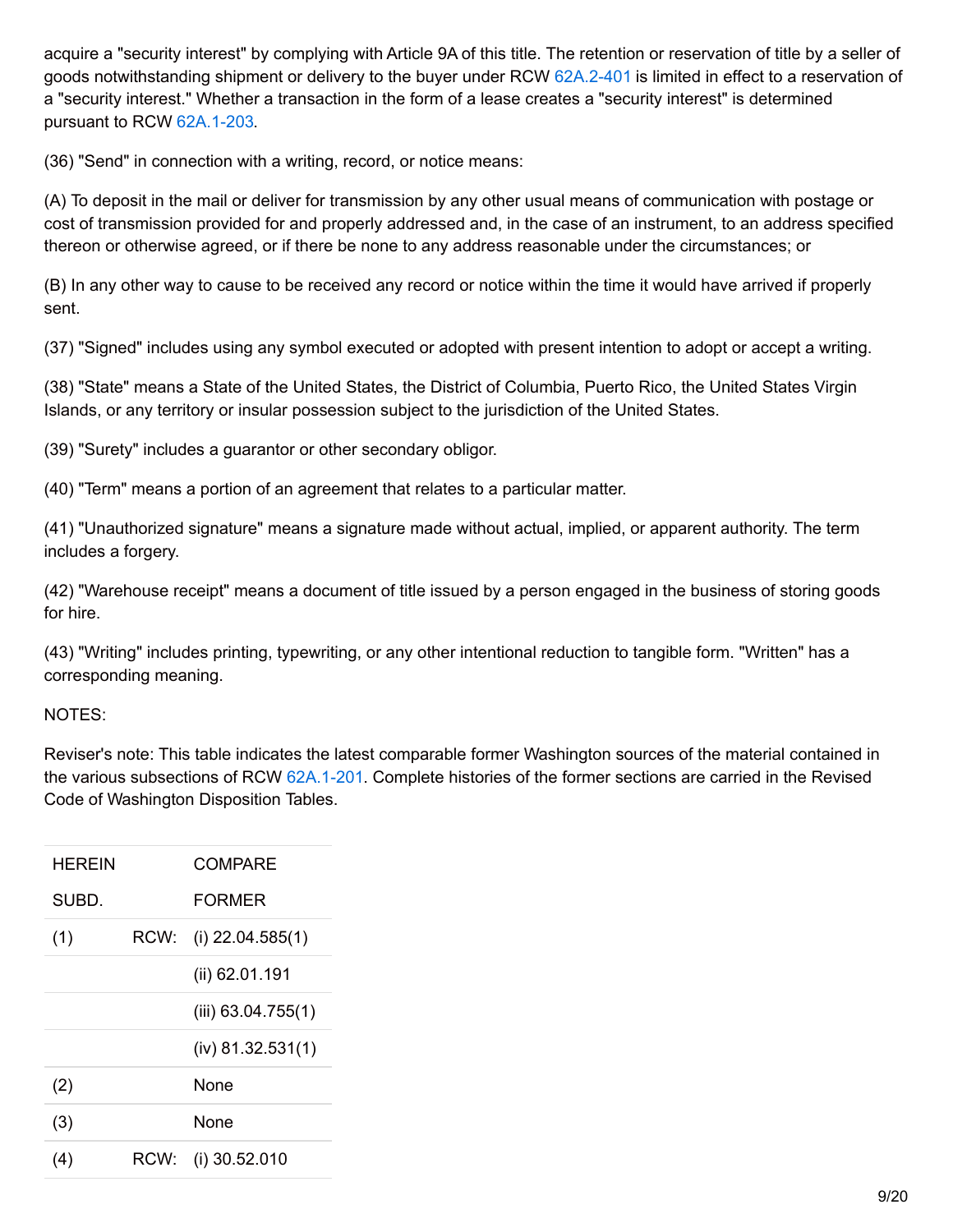acquire a "security interest" by complying with Article 9A of this title. The retention or reservation of title by a seller of goods notwithstanding shipment or delivery to the buyer under RCW 62A.2-401 is limited in effect to a reservation of a "security interest." Whether a transaction in the form of a lease creates a "security interest" is determined pursuant to RCW 62A.1-203.

(36) "Send" in connection with a writing, record, or notice means:

(A) To deposit in the mail or deliver for transmission by any other usual means of communication with postage or cost of transmission provided for and properly addressed and, in the case of an instrument, to an address specified thereon or otherwise agreed, or if there be none to any address reasonable under the circumstances; or

(B) In any other way to cause to be received any record or notice within the time it would have arrived if properly sent.

(37) "Signed" includes using any symbol executed or adopted with present intention to adopt or accept a writing.

(38) "State" means a State of the United States, the District of Columbia, Puerto Rico, the United States Virgin Islands, or any territory or insular possession subject to the jurisdiction of the United States.

(39) "Surety" includes a guarantor or other secondary obligor.

(40) "Term" means a portion of an agreement that relates to a particular matter.

(41) "Unauthorized signature" means a signature made without actual, implied, or apparent authority. The term includes a forgery.

(42) "Warehouse receipt" means a document of title issued by a person engaged in the business of storing goods for hire.

(43) "Writing" includes printing, typewriting, or any other intentional reduction to tangible form. "Written" has a corresponding meaning.

NOTES:

Reviser's note: This table indicates the latest comparable former Washington sources of the material contained in the various subsections of RCW 62A.1-201. Complete histories of the former sections are carried in the Revised Code of Washington Disposition Tables.

| HEREIN SUBD. | | COMPARE FORMER |
|---|---|---|
| (1) | RCW: | (i) 22.04.585(1) |
| | | (ii) 62.01.191 |
| | | (iii) 63.04.755(1) |
| | | (iv) 81.32.531(1) |
| (2) | | None |
| (3) | | None |
| (4) | RCW: | (i) 30.52.010 |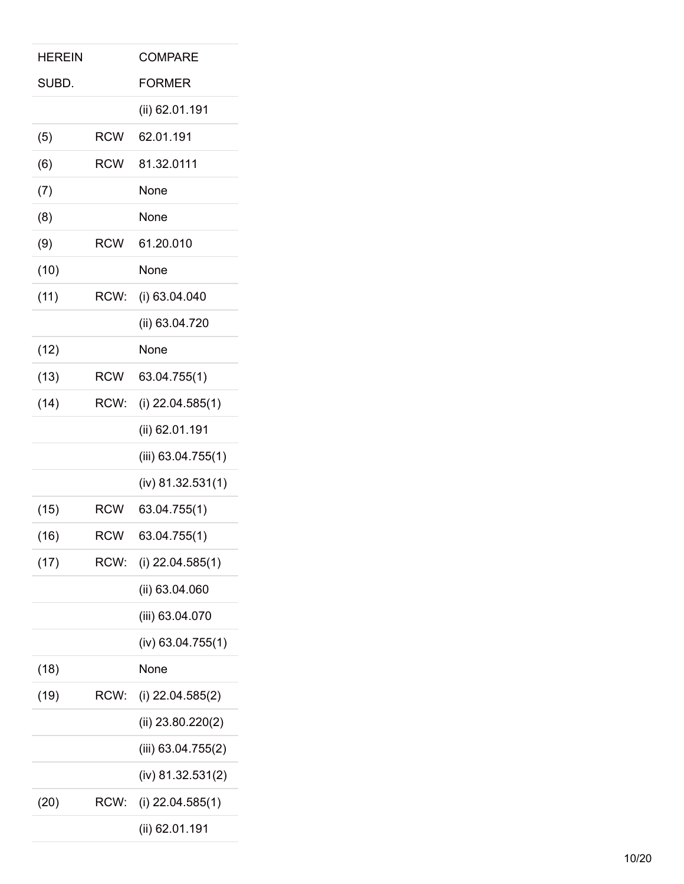| HEREIN SUBD. | | COMPARE FORMER |
|---|---|---|
| | | (ii) 62.01.191 |
| (5) | RCW | 62.01.191 |
| (6) | RCW | 81.32.0111 |
| (7) | | None |
| (8) | | None |
| (9) | RCW | 61.20.010 |
| (10) | | None |
| (11) | RCW: | (i) 63.04.040 |
| | | (ii) 63.04.720 |
| (12) | | None |
| (13) | RCW | 63.04.755(1) |
| (14) | RCW: | (i) 22.04.585(1) |
| | | (ii) 62.01.191 |
| | | (iii) 63.04.755(1) |
| | | (iv) 81.32.531(1) |
| (15) | RCW | 63.04.755(1) |
| (16) | RCW | 63.04.755(1) |
| (17) | RCW: | (i) 22.04.585(1) |
| | | (ii) 63.04.060 |
| | | (iii) 63.04.070 |
| | | (iv) 63.04.755(1) |
| (18) | | None |
| (19) | RCW: | (i) 22.04.585(2) |
| | | (ii) 23.80.220(2) |
| | | (iii) 63.04.755(2) |
| | | (iv) 81.32.531(2) |
| (20) | RCW: | (i) 22.04.585(1) |
| | | (ii) 62.01.191 |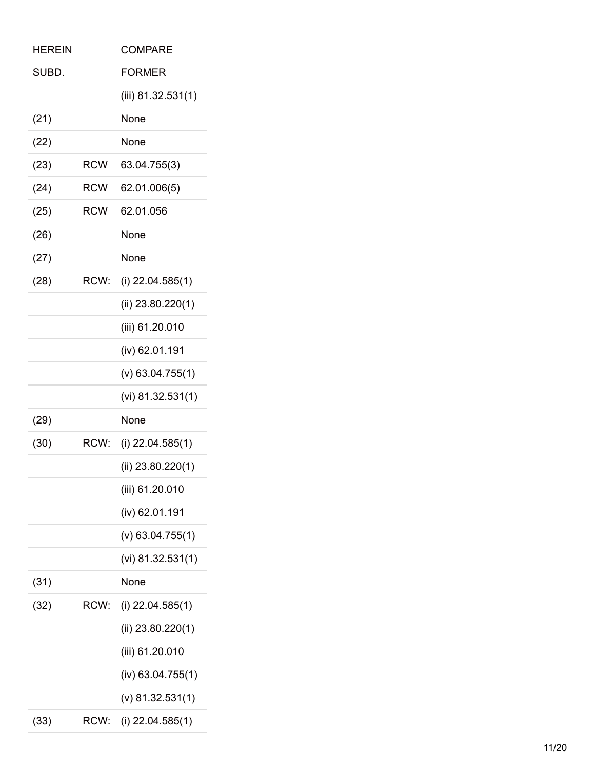| HEREIN | | COMPARE |
| --- | --- | --- |
| SUBD. | | FORMER |
| | | (iii) 81.32.531(1) |
| (21) | | None |
| (22) | | None |
| (23) | RCW | 63.04.755(3) |
| (24) | RCW | 62.01.006(5) |
| (25) | RCW | 62.01.056 |
| (26) | | None |
| (27) | | None |
| (28) | RCW: | (i) 22.04.585(1) |
| | | (ii) 23.80.220(1) |
| | | (iii) 61.20.010 |
| | | (iv) 62.01.191 |
| | | (v) 63.04.755(1) |
| | | (vi) 81.32.531(1) |
| (29) | | None |
| (30) | RCW: | (i) 22.04.585(1) |
| | | (ii) 23.80.220(1) |
| | | (iii) 61.20.010 |
| | | (iv) 62.01.191 |
| | | (v) 63.04.755(1) |
| | | (vi) 81.32.531(1) |
| (31) | | None |
| (32) | RCW: | (i) 22.04.585(1) |
| | | (ii) 23.80.220(1) |
| | | (iii) 61.20.010 |
| | | (iv) 63.04.755(1) |
| | | (v) 81.32.531(1) |
| (33) | RCW: | (i) 22.04.585(1) |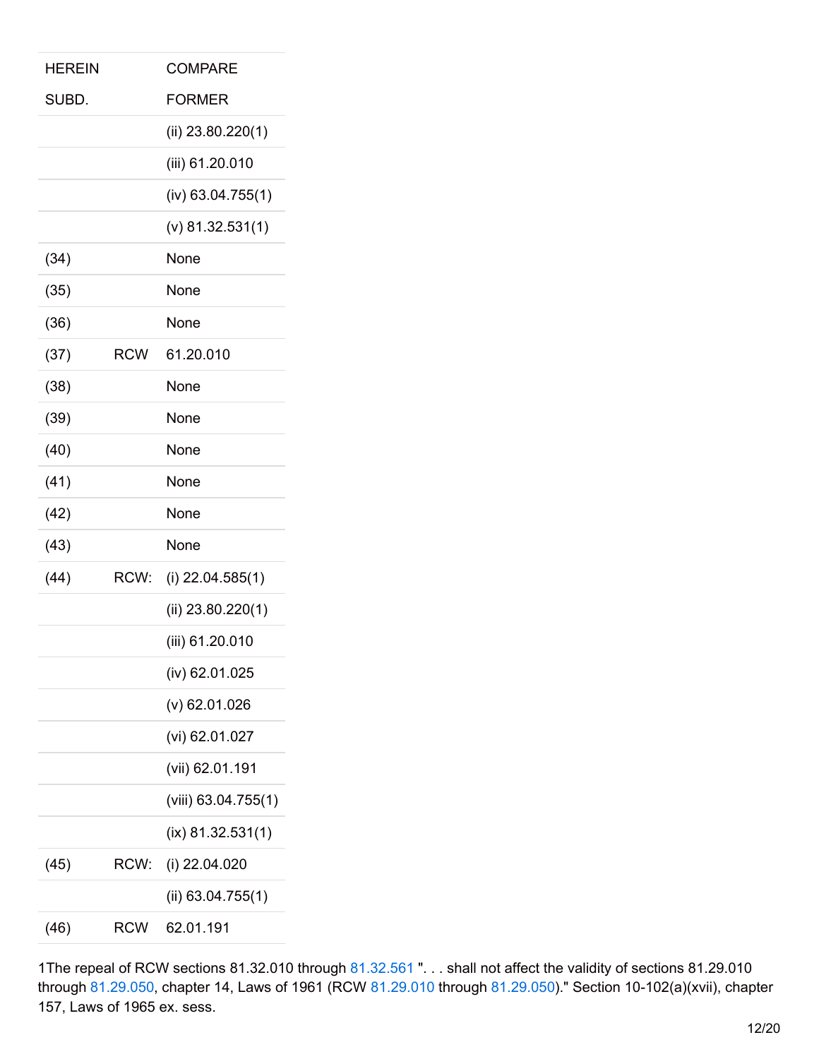| HEREIN SUBD. | | COMPARE FORMER |
|---|---|---|
| | | (ii) 23.80.220(1) |
| | | (iii) 61.20.010 |
| | | (iv) 63.04.755(1) |
| | | (v) 81.32.531(1) |
| (34) | | None |
| (35) | | None |
| (36) | | None |
| (37) | RCW | 61.20.010 |
| (38) | | None |
| (39) | | None |
| (40) | | None |
| (41) | | None |
| (42) | | None |
| (43) | | None |
| (44) | RCW: | (i) 22.04.585(1) |
| | | (ii) 23.80.220(1) |
| | | (iii) 61.20.010 |
| | | (iv) 62.01.025 |
| | | (v) 62.01.026 |
| | | (vi) 62.01.027 |
| | | (vii) 62.01.191 |
| | | (viii) 63.04.755(1) |
| | | (ix) 81.32.531(1) |
| (45) | RCW: | (i) 22.04.020 |
| | | (ii) 63.04.755(1) |
| (46) | RCW | 62.01.191 |

1The repeal of RCW sections 81.32.010 through 81.32.561 ". . . shall not affect the validity of sections 81.29.010 through 81.29.050, chapter 14, Laws of 1961 (RCW 81.29.010 through 81.29.050)." Section 10-102(a)(xvii), chapter 157, Laws of 1965 ex. sess.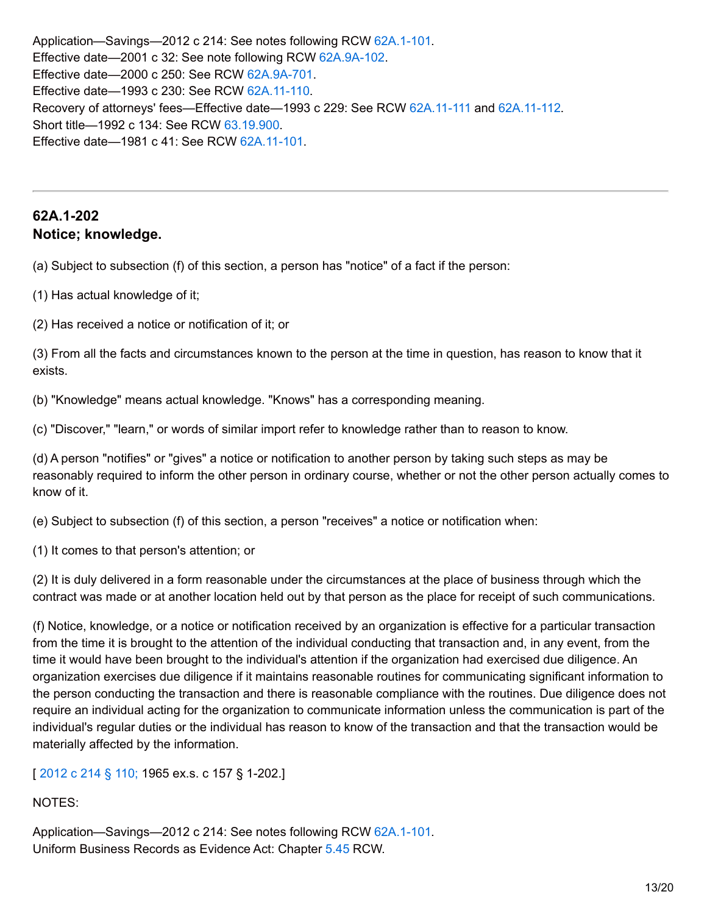Application—Savings—2012 c 214: See notes following RCW 62A.1-101.
Effective date—2001 c 32: See note following RCW 62A.9A-102.
Effective date—2000 c 250: See RCW 62A.9A-701.
Effective date—1993 c 230: See RCW 62A.11-110.
Recovery of attorneys' fees—Effective date—1993 c 229: See RCW 62A.11-111 and 62A.11-112.
Short title—1992 c 134: See RCW 63.19.900.
Effective date—1981 c 41: See RCW 62A.11-101.

---

## 62A.1-202
## Notice; knowledge.

(a) Subject to subsection (f) of this section, a person has "notice" of a fact if the person:

(1) Has actual knowledge of it;

(2) Has received a notice or notification of it; or

(3) From all the facts and circumstances known to the person at the time in question, has reason to know that it exists.

(b) "Knowledge" means actual knowledge. "Knows" has a corresponding meaning.

(c) "Discover," "learn," or words of similar import refer to knowledge rather than to reason to know.

(d) A person "notifies" or "gives" a notice or notification to another person by taking such steps as may be reasonably required to inform the other person in ordinary course, whether or not the other person actually comes to know of it.

(e) Subject to subsection (f) of this section, a person "receives" a notice or notification when:

(1) It comes to that person's attention; or

(2) It is duly delivered in a form reasonable under the circumstances at the place of business through which the contract was made or at another location held out by that person as the place for receipt of such communications.

(f) Notice, knowledge, or a notice or notification received by an organization is effective for a particular transaction from the time it is brought to the attention of the individual conducting that transaction and, in any event, from the time it would have been brought to the individual's attention if the organization had exercised due diligence. An organization exercises due diligence if it maintains reasonable routines for communicating significant information to the person conducting the transaction and there is reasonable compliance with the routines. Due diligence does not require an individual acting for the organization to communicate information unless the communication is part of the individual's regular duties or the individual has reason to know of the transaction and that the transaction would be materially affected by the information.

[ 2012 c 214 § 110; 1965 ex.s. c 157 § 1-202.]

NOTES:

Application—Savings—2012 c 214: See notes following RCW 62A.1-101.
Uniform Business Records as Evidence Act: Chapter 5.45 RCW.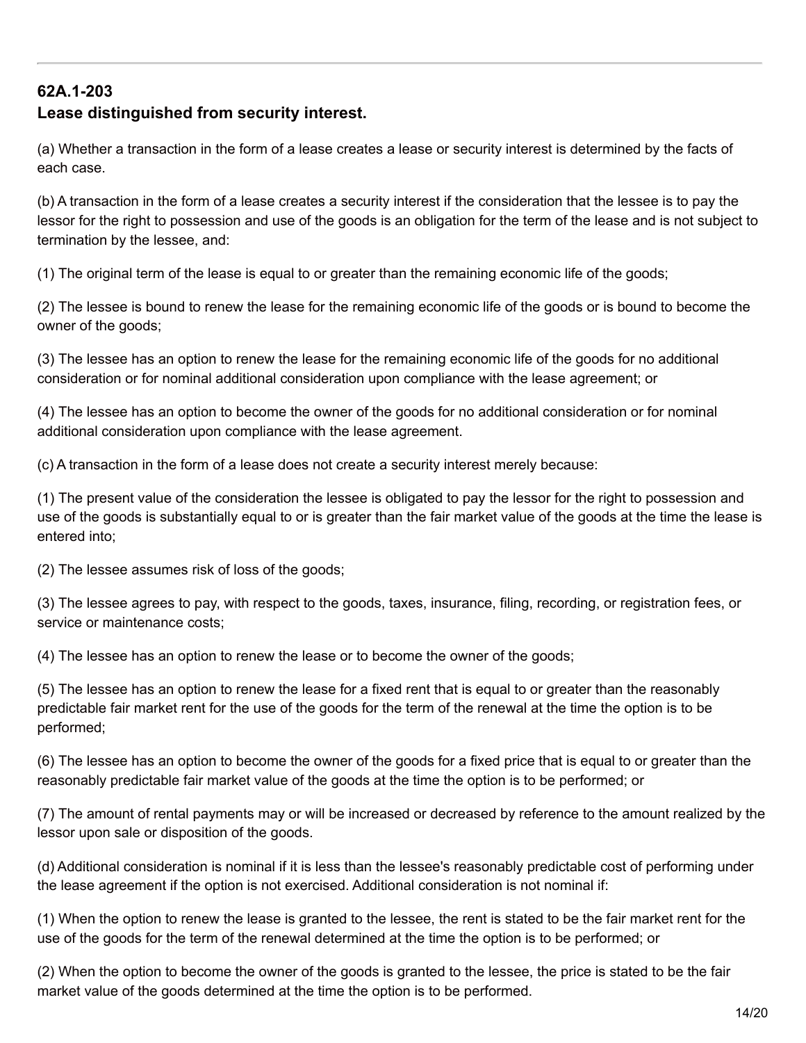## 62A.1-203
## Lease distinguished from security interest.

(a) Whether a transaction in the form of a lease creates a lease or security interest is determined by the facts of each case.

(b) A transaction in the form of a lease creates a security interest if the consideration that the lessee is to pay the lessor for the right to possession and use of the goods is an obligation for the term of the lease and is not subject to termination by the lessee, and:

(1) The original term of the lease is equal to or greater than the remaining economic life of the goods;

(2) The lessee is bound to renew the lease for the remaining economic life of the goods or is bound to become the owner of the goods;

(3) The lessee has an option to renew the lease for the remaining economic life of the goods for no additional consideration or for nominal additional consideration upon compliance with the lease agreement; or

(4) The lessee has an option to become the owner of the goods for no additional consideration or for nominal additional consideration upon compliance with the lease agreement.

(c) A transaction in the form of a lease does not create a security interest merely because:

(1) The present value of the consideration the lessee is obligated to pay the lessor for the right to possession and use of the goods is substantially equal to or is greater than the fair market value of the goods at the time the lease is entered into;

(2) The lessee assumes risk of loss of the goods;

(3) The lessee agrees to pay, with respect to the goods, taxes, insurance, filing, recording, or registration fees, or service or maintenance costs;

(4) The lessee has an option to renew the lease or to become the owner of the goods;

(5) The lessee has an option to renew the lease for a fixed rent that is equal to or greater than the reasonably predictable fair market rent for the use of the goods for the term of the renewal at the time the option is to be performed;

(6) The lessee has an option to become the owner of the goods for a fixed price that is equal to or greater than the reasonably predictable fair market value of the goods at the time the option is to be performed; or

(7) The amount of rental payments may or will be increased or decreased by reference to the amount realized by the lessor upon sale or disposition of the goods.

(d) Additional consideration is nominal if it is less than the lessee's reasonably predictable cost of performing under the lease agreement if the option is not exercised. Additional consideration is not nominal if:

(1) When the option to renew the lease is granted to the lessee, the rent is stated to be the fair market rent for the use of the goods for the term of the renewal determined at the time the option is to be performed; or

(2) When the option to become the owner of the goods is granted to the lessee, the price is stated to be the fair market value of the goods determined at the time the option is to be performed.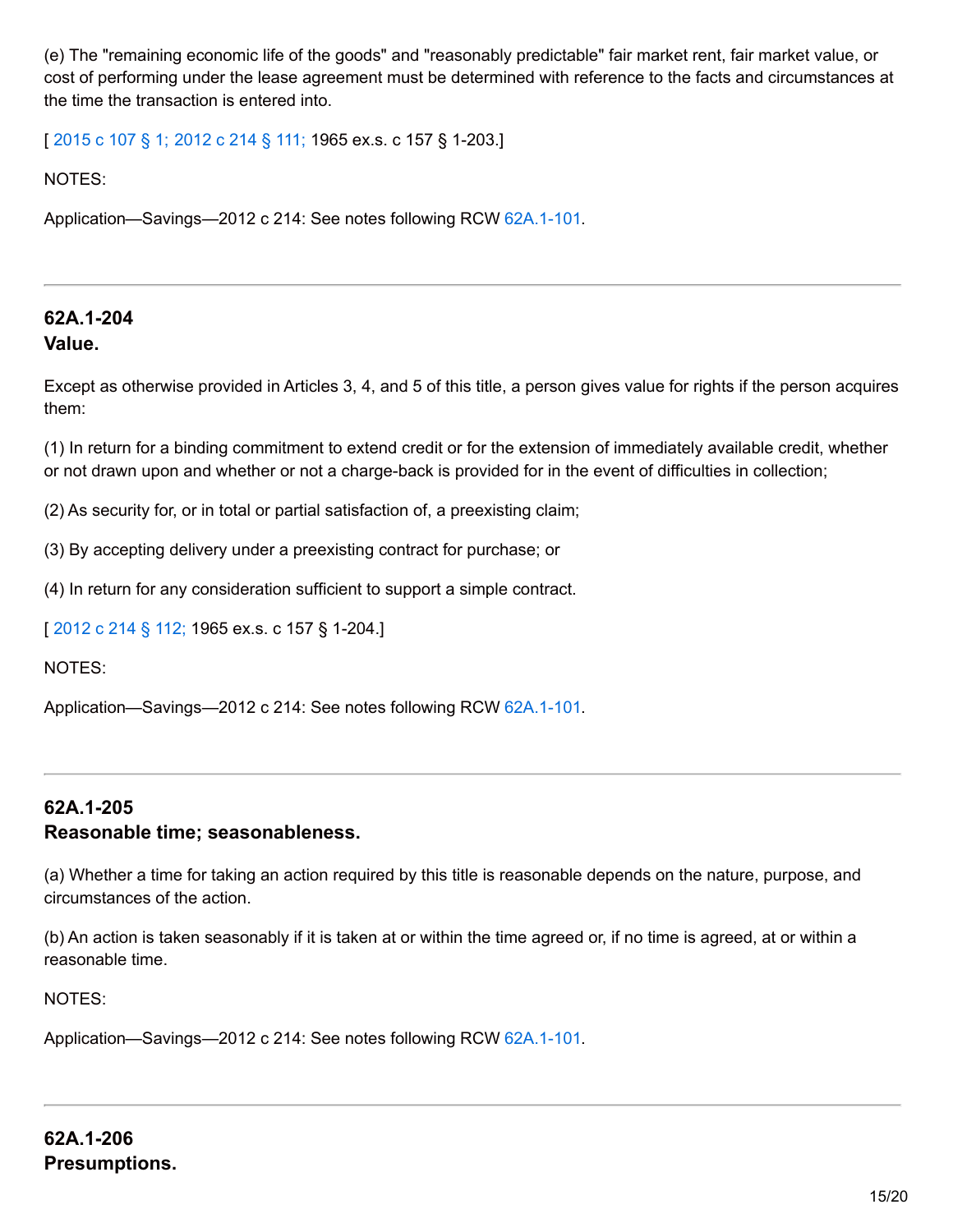(e) The "remaining economic life of the goods" and "reasonably predictable" fair market rent, fair market value, or cost of performing under the lease agreement must be determined with reference to the facts and circumstances at the time the transaction is entered into.

[ 2015 c 107 § 1; 2012 c 214 § 111; 1965 ex.s. c 157 § 1-203.]

NOTES:

Application—Savings—2012 c 214: See notes following RCW 62A.1-101.

---

**62A.1-204**
**Value.**

Except as otherwise provided in Articles 3, 4, and 5 of this title, a person gives value for rights if the person acquires them:

(1) In return for a binding commitment to extend credit or for the extension of immediately available credit, whether or not drawn upon and whether or not a charge-back is provided for in the event of difficulties in collection;

(2) As security for, or in total or partial satisfaction of, a preexisting claim;

(3) By accepting delivery under a preexisting contract for purchase; or

(4) In return for any consideration sufficient to support a simple contract.

[ 2012 c 214 § 112; 1965 ex.s. c 157 § 1-204.]

NOTES:

Application—Savings—2012 c 214: See notes following RCW 62A.1-101.

---

**62A.1-205**
**Reasonable time; seasonableness.**

(a) Whether a time for taking an action required by this title is reasonable depends on the nature, purpose, and circumstances of the action.

(b) An action is taken seasonably if it is taken at or within the time agreed or, if no time is agreed, at or within a reasonable time.

NOTES:

Application—Savings—2012 c 214: See notes following RCW 62A.1-101.

---

**62A.1-206**
**Presumptions.**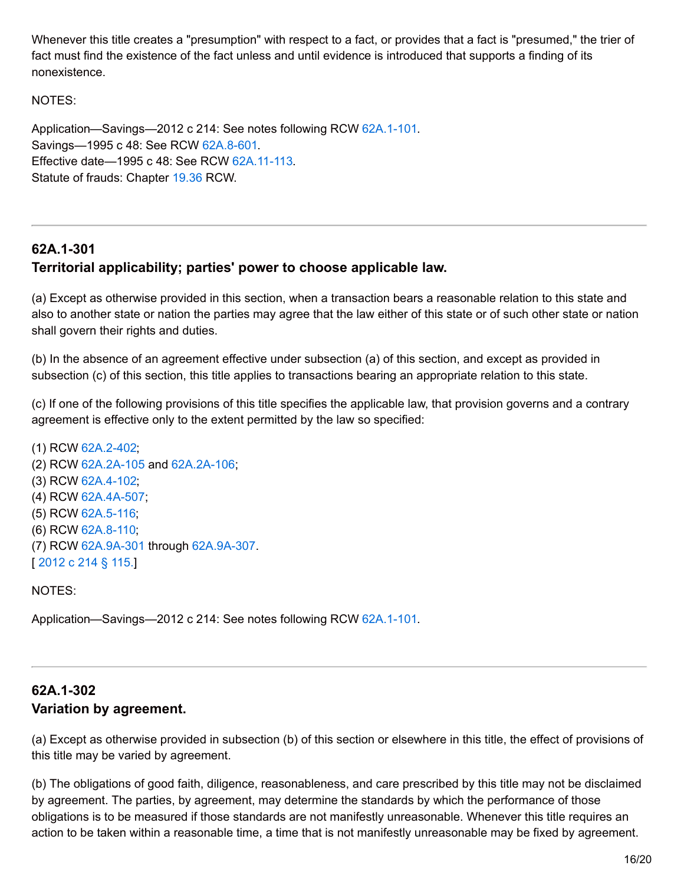Whenever this title creates a "presumption" with respect to a fact, or provides that a fact is "presumed," the trier of fact must find the existence of the fact unless and until evidence is introduced that supports a finding of its nonexistence.

NOTES:

Application—Savings—2012 c 214: See notes following RCW 62A.1-101.
Savings—1995 c 48: See RCW 62A.8-601.
Effective date—1995 c 48: See RCW 62A.11-113.
Statute of frauds: Chapter 19.36 RCW.

---

### 62A.1-301
### Territorial applicability; parties' power to choose applicable law.

(a) Except as otherwise provided in this section, when a transaction bears a reasonable relation to this state and also to another state or nation the parties may agree that the law either of this state or of such other state or nation shall govern their rights and duties.

(b) In the absence of an agreement effective under subsection (a) of this section, and except as provided in subsection (c) of this section, this title applies to transactions bearing an appropriate relation to this state.

(c) If one of the following provisions of this title specifies the applicable law, that provision governs and a contrary agreement is effective only to the extent permitted by the law so specified:

(1) RCW 62A.2-402;
(2) RCW 62A.2A-105 and 62A.2A-106;
(3) RCW 62A.4-102;
(4) RCW 62A.4A-507;
(5) RCW 62A.5-116;
(6) RCW 62A.8-110;
(7) RCW 62A.9A-301 through 62A.9A-307.
[ 2012 c 214 § 115.]

NOTES:

Application—Savings—2012 c 214: See notes following RCW 62A.1-101.

---

### 62A.1-302
### Variation by agreement.

(a) Except as otherwise provided in subsection (b) of this section or elsewhere in this title, the effect of provisions of this title may be varied by agreement.

(b) The obligations of good faith, diligence, reasonableness, and care prescribed by this title may not be disclaimed by agreement. The parties, by agreement, may determine the standards by which the performance of those obligations is to be measured if those standards are not manifestly unreasonable. Whenever this title requires an action to be taken within a reasonable time, a time that is not manifestly unreasonable may be fixed by agreement.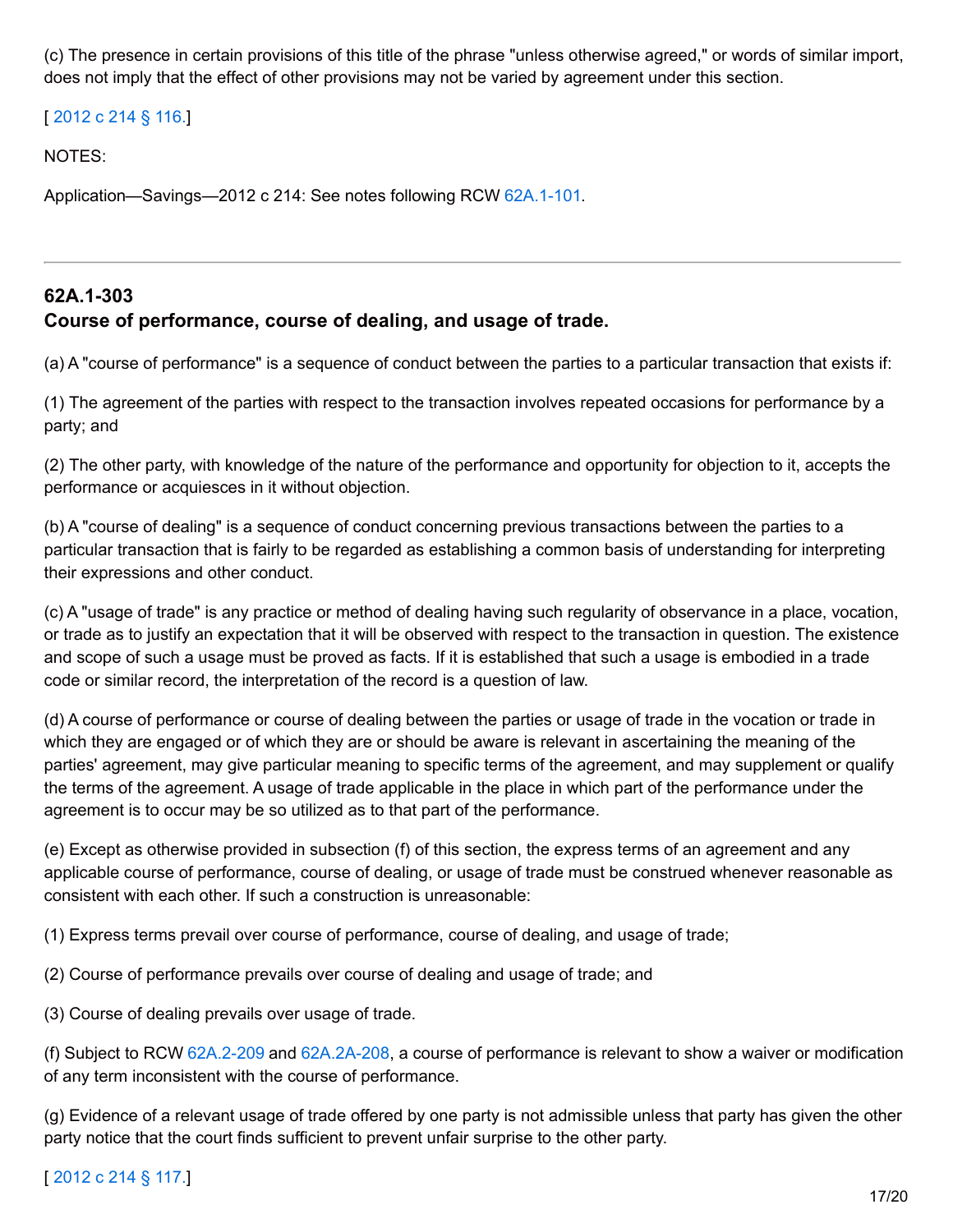(c) The presence in certain provisions of this title of the phrase "unless otherwise agreed," or words of similar import, does not imply that the effect of other provisions may not be varied by agreement under this section.

[ 2012 c 214 § 116.]

NOTES:

Application—Savings—2012 c 214: See notes following RCW 62A.1-101.

---

### 62A.1-303
### Course of performance, course of dealing, and usage of trade.

(a) A "course of performance" is a sequence of conduct between the parties to a particular transaction that exists if:

(1) The agreement of the parties with respect to the transaction involves repeated occasions for performance by a party; and

(2) The other party, with knowledge of the nature of the performance and opportunity for objection to it, accepts the performance or acquiesces in it without objection.

(b) A "course of dealing" is a sequence of conduct concerning previous transactions between the parties to a particular transaction that is fairly to be regarded as establishing a common basis of understanding for interpreting their expressions and other conduct.

(c) A "usage of trade" is any practice or method of dealing having such regularity of observance in a place, vocation, or trade as to justify an expectation that it will be observed with respect to the transaction in question. The existence and scope of such a usage must be proved as facts. If it is established that such a usage is embodied in a trade code or similar record, the interpretation of the record is a question of law.

(d) A course of performance or course of dealing between the parties or usage of trade in the vocation or trade in which they are engaged or of which they are or should be aware is relevant in ascertaining the meaning of the parties' agreement, may give particular meaning to specific terms of the agreement, and may supplement or qualify the terms of the agreement. A usage of trade applicable in the place in which part of the performance under the agreement is to occur may be so utilized as to that part of the performance.

(e) Except as otherwise provided in subsection (f) of this section, the express terms of an agreement and any applicable course of performance, course of dealing, or usage of trade must be construed whenever reasonable as consistent with each other. If such a construction is unreasonable:

(1) Express terms prevail over course of performance, course of dealing, and usage of trade;

(2) Course of performance prevails over course of dealing and usage of trade; and

(3) Course of dealing prevails over usage of trade.

(f) Subject to RCW 62A.2-209 and 62A.2A-208, a course of performance is relevant to show a waiver or modification of any term inconsistent with the course of performance.

(g) Evidence of a relevant usage of trade offered by one party is not admissible unless that party has given the other party notice that the court finds sufficient to prevent unfair surprise to the other party.

[ 2012 c 214 § 117.]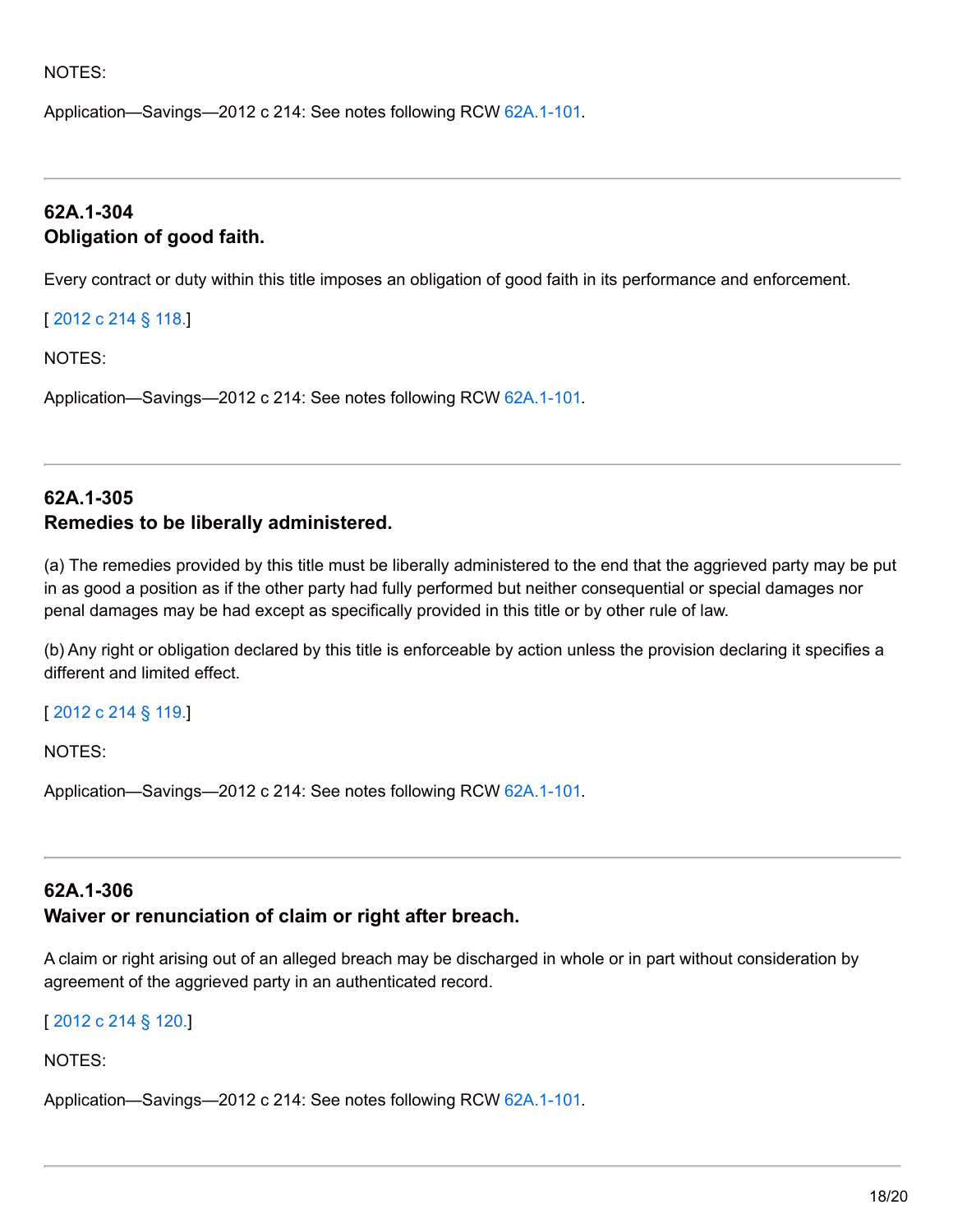NOTES:

Application—Savings—2012 c 214: See notes following RCW 62A.1-101.

---

## 62A.1-304
## Obligation of good faith.

Every contract or duty within this title imposes an obligation of good faith in its performance and enforcement.

[ 2012 c 214 § 118.]

NOTES:

Application—Savings—2012 c 214: See notes following RCW 62A.1-101.

---

## 62A.1-305
## Remedies to be liberally administered.

(a) The remedies provided by this title must be liberally administered to the end that the aggrieved party may be put in as good a position as if the other party had fully performed but neither consequential or special damages nor penal damages may be had except as specifically provided in this title or by other rule of law.

(b) Any right or obligation declared by this title is enforceable by action unless the provision declaring it specifies a different and limited effect.

[ 2012 c 214 § 119.]

NOTES:

Application—Savings—2012 c 214: See notes following RCW 62A.1-101.

---

## 62A.1-306
## Waiver or renunciation of claim or right after breach.

A claim or right arising out of an alleged breach may be discharged in whole or in part without consideration by agreement of the aggrieved party in an authenticated record.

[ 2012 c 214 § 120.]

NOTES:

Application—Savings—2012 c 214: See notes following RCW 62A.1-101.

---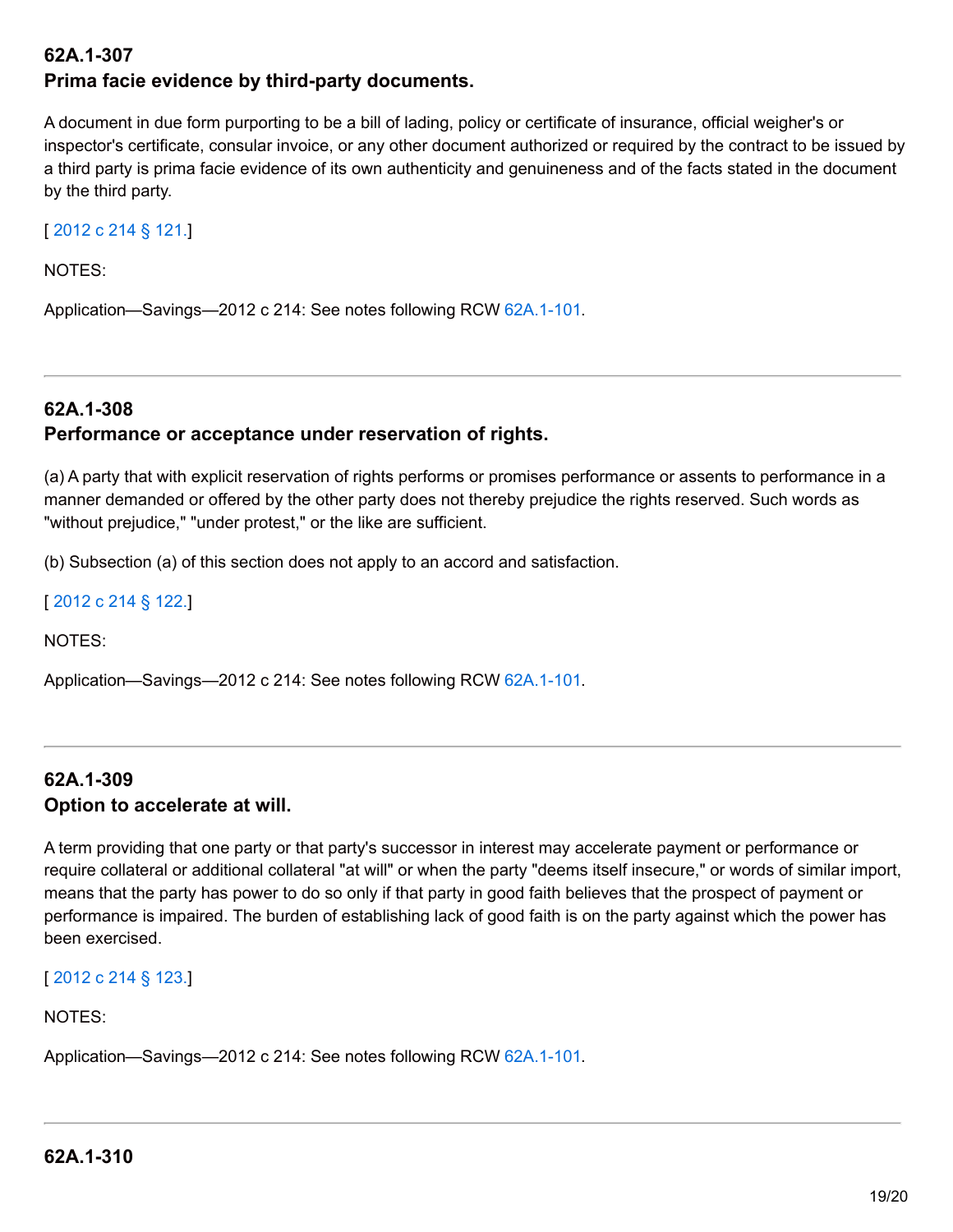## 62A.1-307
## Prima facie evidence by third-party documents.

A document in due form purporting to be a bill of lading, policy or certificate of insurance, official weigher's or inspector's certificate, consular invoice, or any other document authorized or required by the contract to be issued by a third party is prima facie evidence of its own authenticity and genuineness and of the facts stated in the document by the third party.

[ 2012 c 214 § 121.]

NOTES:

Application—Savings—2012 c 214: See notes following RCW 62A.1-101.

---

## 62A.1-308
## Performance or acceptance under reservation of rights.

(a) A party that with explicit reservation of rights performs or promises performance or assents to performance in a manner demanded or offered by the other party does not thereby prejudice the rights reserved. Such words as "without prejudice," "under protest," or the like are sufficient.

(b) Subsection (a) of this section does not apply to an accord and satisfaction.

[ 2012 c 214 § 122.]

NOTES:

Application—Savings—2012 c 214: See notes following RCW 62A.1-101.

---

## 62A.1-309
## Option to accelerate at will.

A term providing that one party or that party's successor in interest may accelerate payment or performance or require collateral or additional collateral "at will" or when the party "deems itself insecure," or words of similar import, means that the party has power to do so only if that party in good faith believes that the prospect of payment or performance is impaired. The burden of establishing lack of good faith is on the party against which the power has been exercised.

[ 2012 c 214 § 123.]

NOTES:

Application—Savings—2012 c 214: See notes following RCW 62A.1-101.

---

## 62A.1-310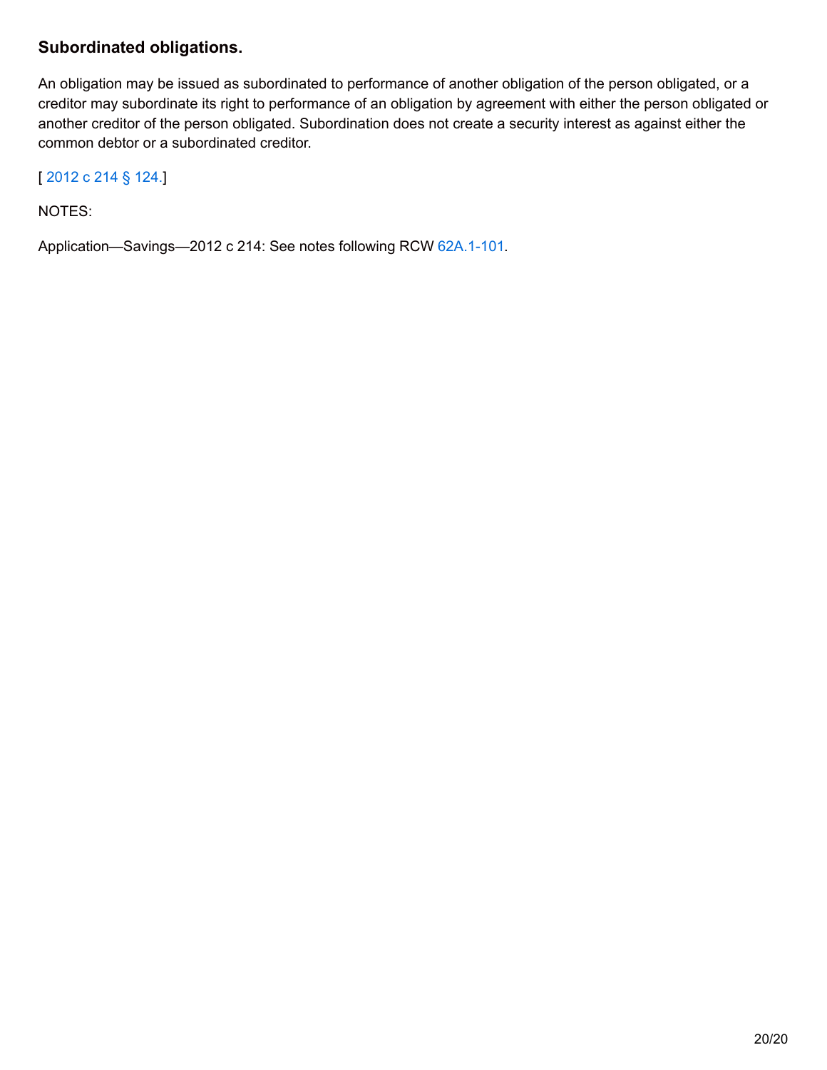### Subordinated obligations.

An obligation may be issued as subordinated to performance of another obligation of the person obligated, or a creditor may subordinate its right to performance of an obligation by agreement with either the person obligated or another creditor of the person obligated. Subordination does not create a security interest as against either the common debtor or a subordinated creditor.

[ 2012 c 214 § 124.]

NOTES:

Application—Savings—2012 c 214: See notes following RCW 62A.1-101.